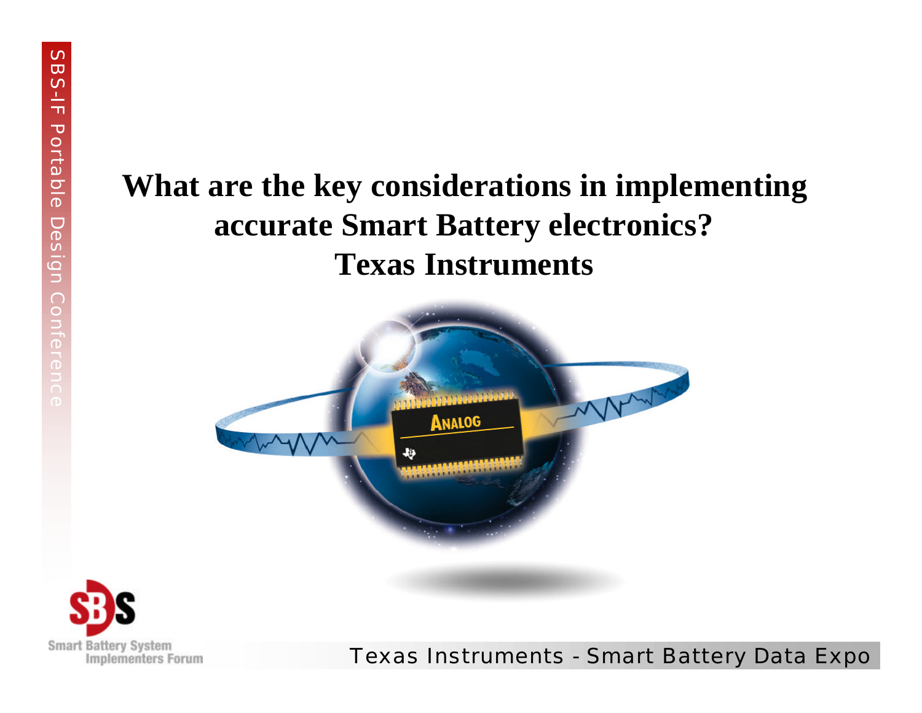# What are the key considerations in implementing accurate Smart Battery electronics?

## Texas Instruments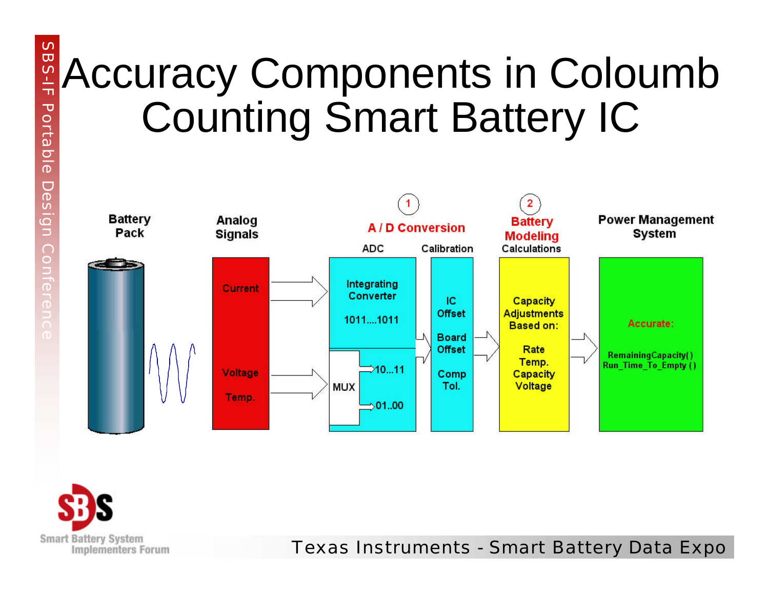# Accuracy Components in Coloumb Counting Smart Battery IC

**Battery Pack**

**Analog Signals**
- Current
- Voltage
- Temp.

**① A / D Conversion**
- ADC
  - Integrating Converter
  - 1011....1011
  - MUX
  - 10...11
  - 01..00
- Calibration
  - IC Offset
  - Board Offset
  - Comp Tol.

**② Battery Modeling**
- Calculations
  - Capacity Adjustments Based on:
    - Rate
    - Temp.
    - Capacity
    - Voltage

**Power Management System**
- Accurate:
  - RemainingCapacity( )
  - Run_Time_To_Empty ( )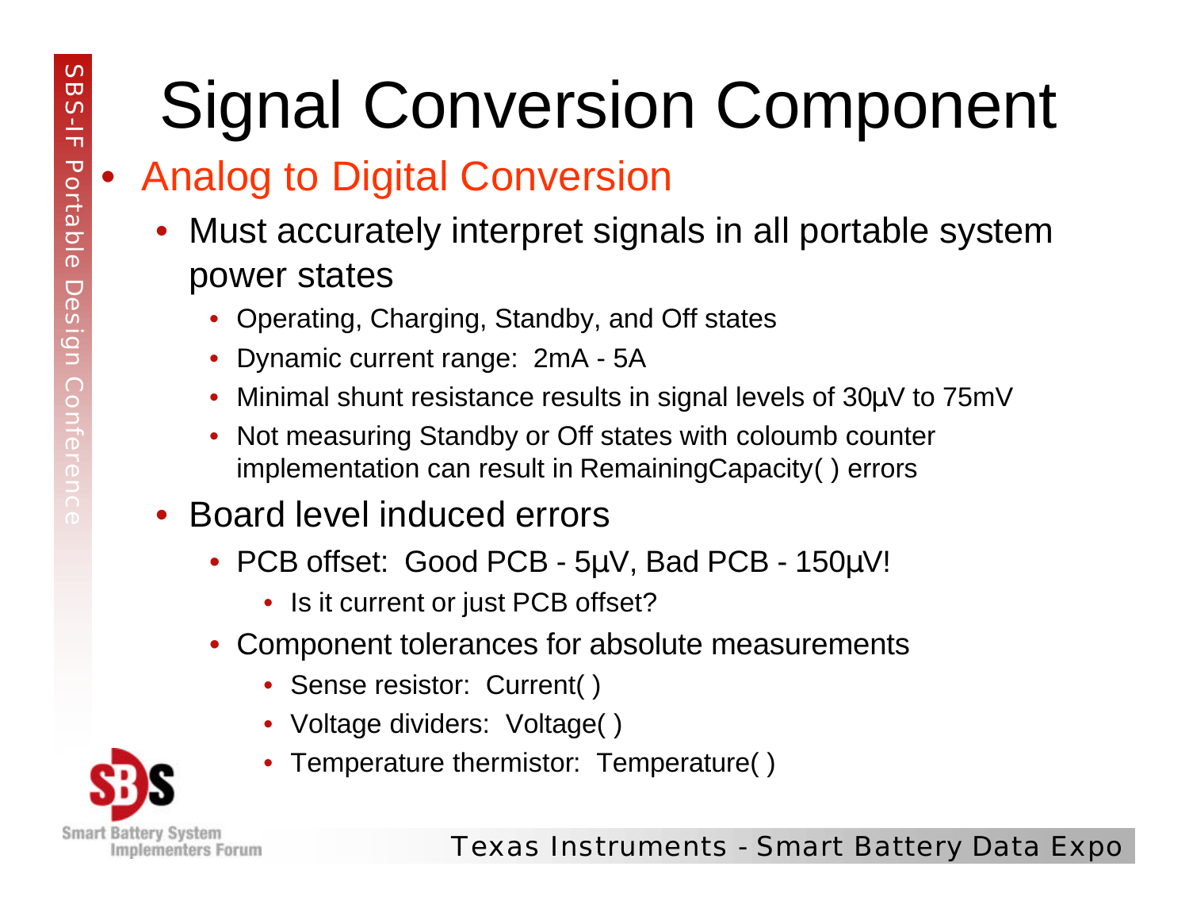# Signal Conversion Component

- Analog to Digital Conversion
  - Must accurately interpret signals in all portable system power states
    - Operating, Charging, Standby, and Off states
    - Dynamic current range: 2mA - 5A
    - Minimal shunt resistance results in signal levels of 30µV to 75mV
    - Not measuring Standby or Off states with coloumb counter implementation can result in RemainingCapacity( ) errors
  - Board level induced errors
    - PCB offset: Good PCB - 5µV, Bad PCB - 150µV!
      - Is it current or just PCB offset?
    - Component tolerances for absolute measurements
      - Sense resistor: Current( )
      - Voltage dividers: Voltage( )
      - Temperature thermistor: Temperature( )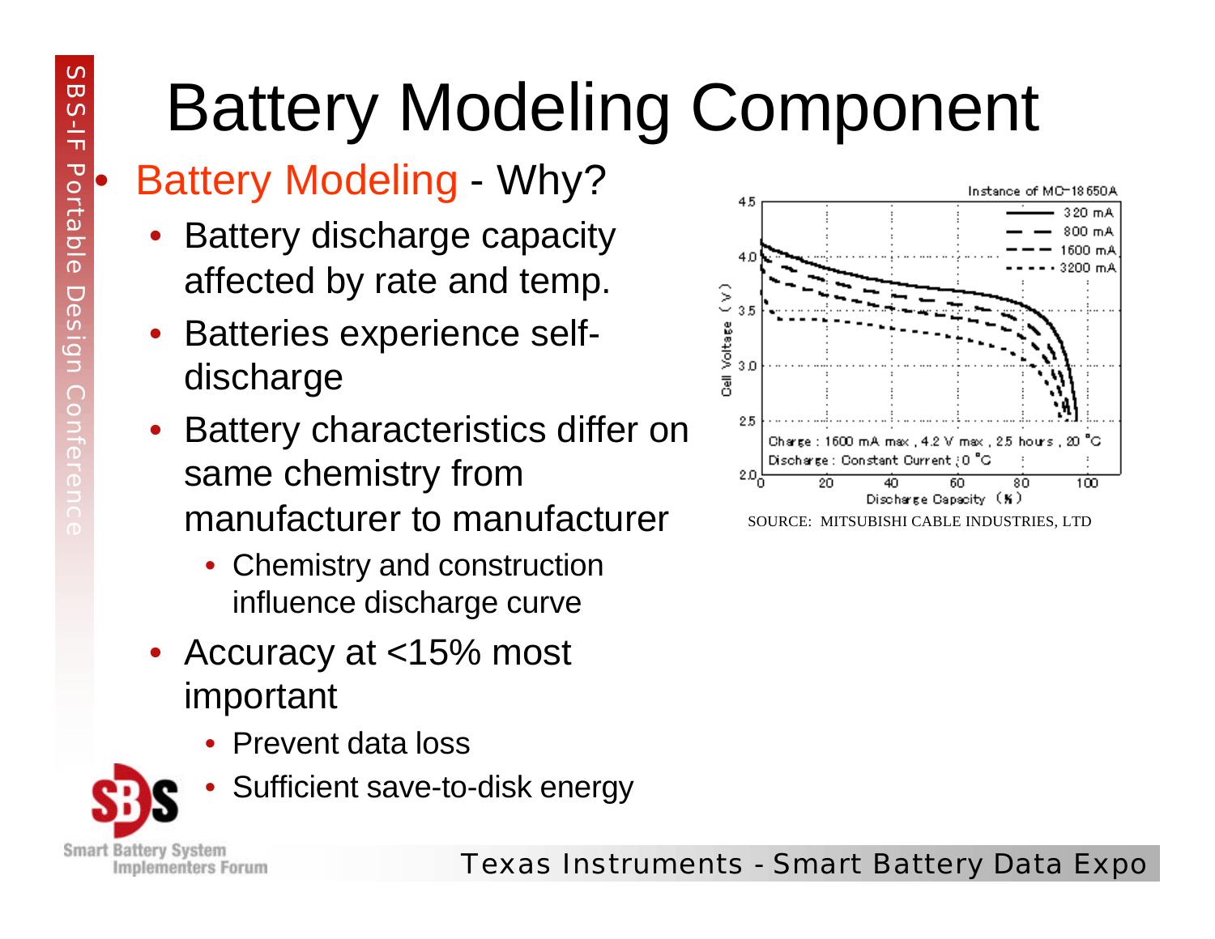# Battery Modeling Component

- Battery Modeling - Why?
  - Battery discharge capacity affected by rate and temp.
  - Batteries experience self-discharge
  - Battery characteristics differ on same chemistry from manufacturer to manufacturer
    - Chemistry and construction influence discharge curve
  - Accuracy at <15% most important
    - Prevent data loss
    - Sufficient save-to-disk energy

Instance of MC-18650A

Charge : 1600 mA max , 4.2 V max , 2.5 hours , 20 °C
Discharge : Constant Current ; 0 °C

SOURCE: MITSUBISHI CABLE INDUSTRIES, LTD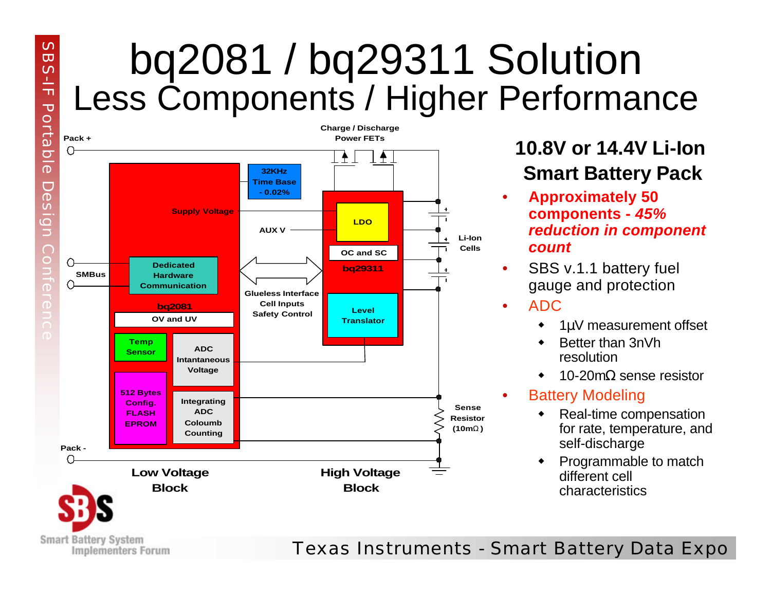# bq2081 / bq29311 Solution

## Less Components / Higher Performance

Pack +

Charge / Discharge Power FETs

32KHz Time Base - 0.02%

Supply Voltage

AUX V

LDO

OC and SC

bq29311

Li-Ion Cells

SMBus

Dedicated Hardware Communication

Glueless Interface Cell Inputs Safety Control

Level Translator

bq2081

OV and UV

Temp Sensor

ADC Intantaneous Voltage

512 Bytes Config. FLASH EPROM

Integrating ADC Coloumb Counting

Sense Resistor (10mΩ)

Pack -

Low Voltage Block

High Voltage Block

### 10.8V or 14.4V Li-Ion Smart Battery Pack

- **Approximately 50 components - *45% reduction in component count***
- SBS v.1.1 battery fuel gauge and protection
- ADC
  - 1µV measurement offset
  - Better than 3nVh resolution
  - 10-20mΩ sense resistor
- Battery Modeling
  - Real-time compensation for rate, temperature, and self-discharge
  - Programmable to match different cell characteristics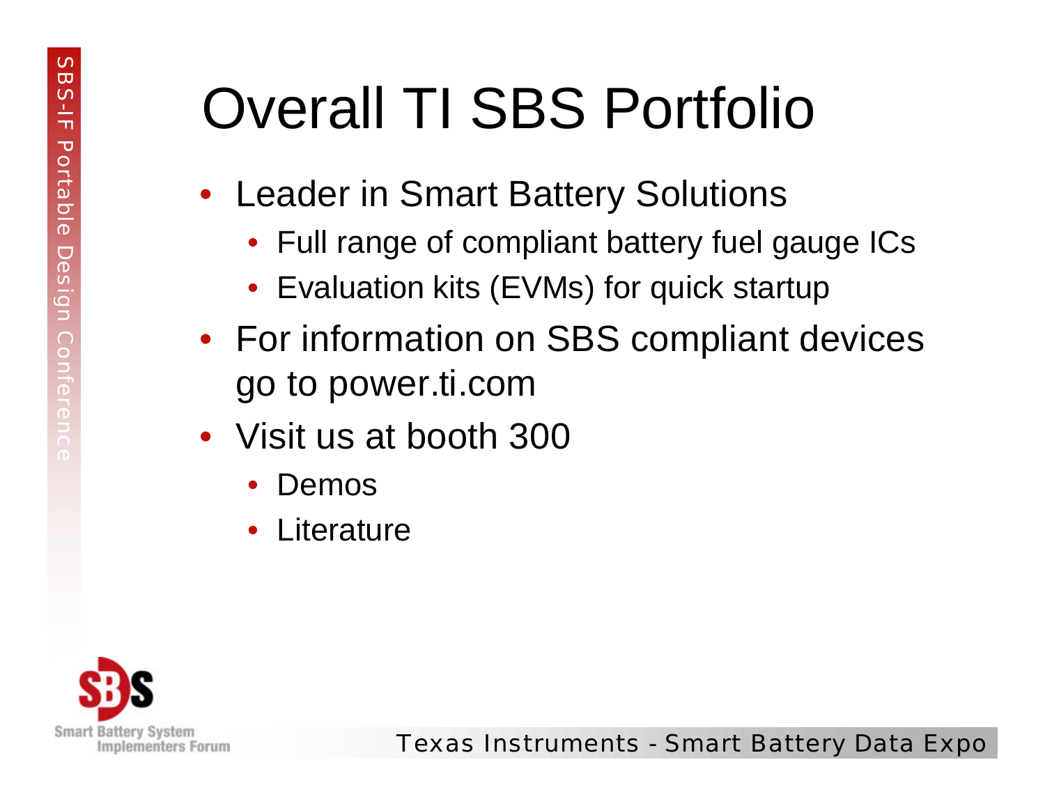# Overall TI SBS Portfolio

- Leader in Smart Battery Solutions
  - Full range of compliant battery fuel gauge ICs
  - Evaluation kits (EVMs) for quick startup
- For information on SBS compliant devices go to power.ti.com
- Visit us at booth 300
  - Demos
  - Literature